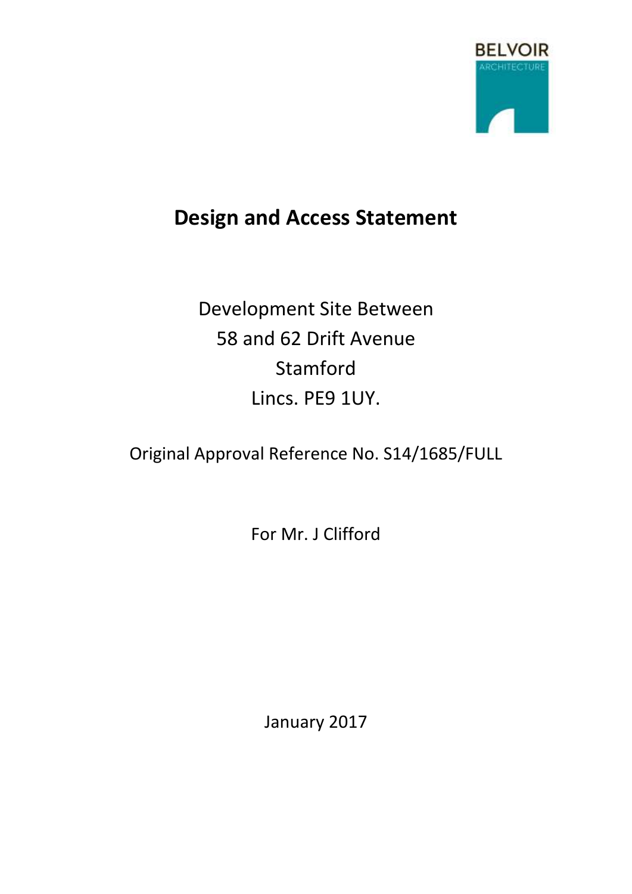BELVOIR
ARCHITECTURE

# Design and Access Statement

Development Site Between
58 and 62 Drift Avenue
Stamford
Lincs. PE9 1UY.

Original Approval Reference No. S14/1685/FULL

For Mr. J Clifford

January 2017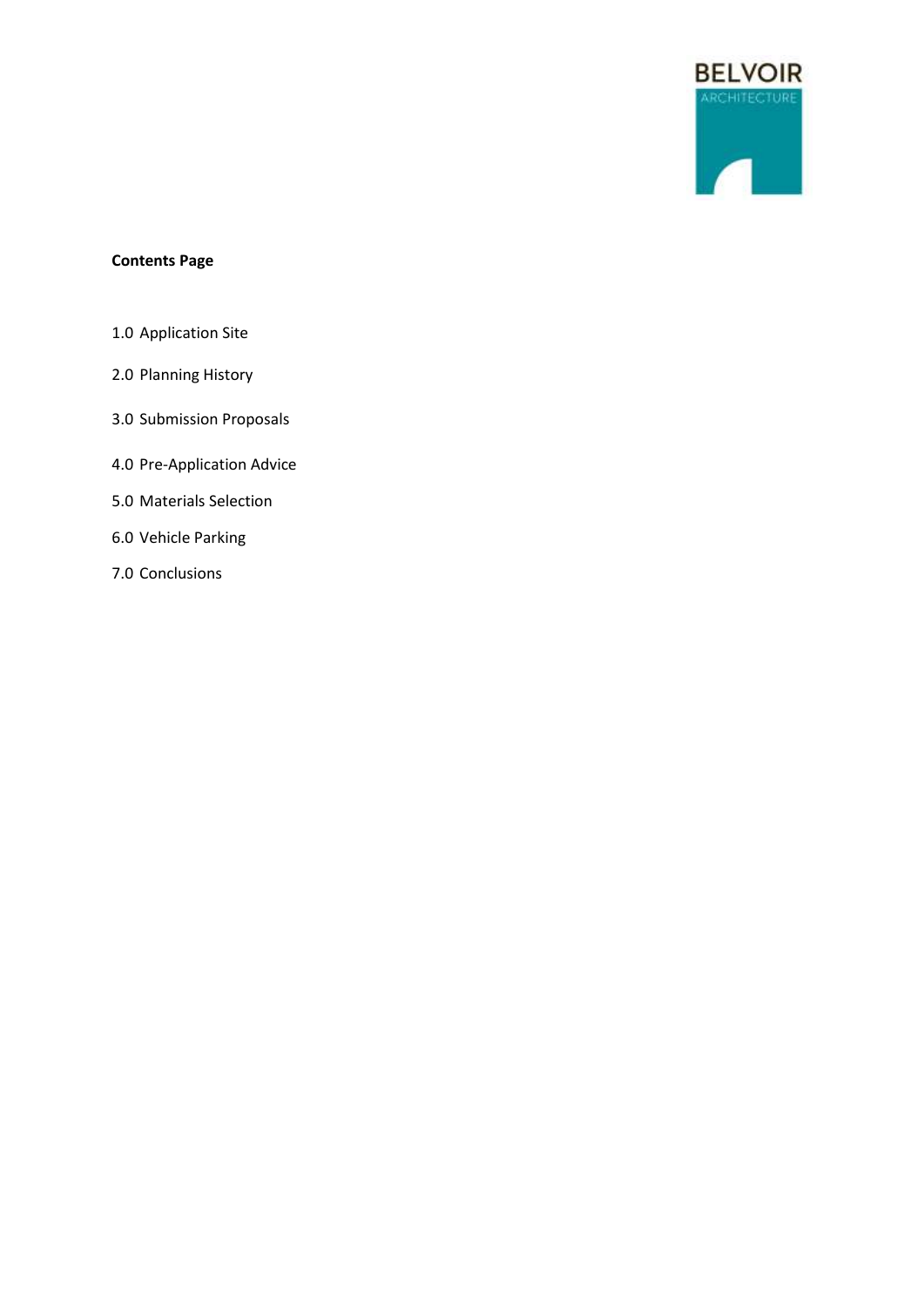BELVOIR
ARCHITECTURE

**Contents Page**

1.0 Application Site

2.0 Planning History

3.0 Submission Proposals

4.0 Pre-Application Advice

5.0 Materials Selection

6.0 Vehicle Parking

7.0 Conclusions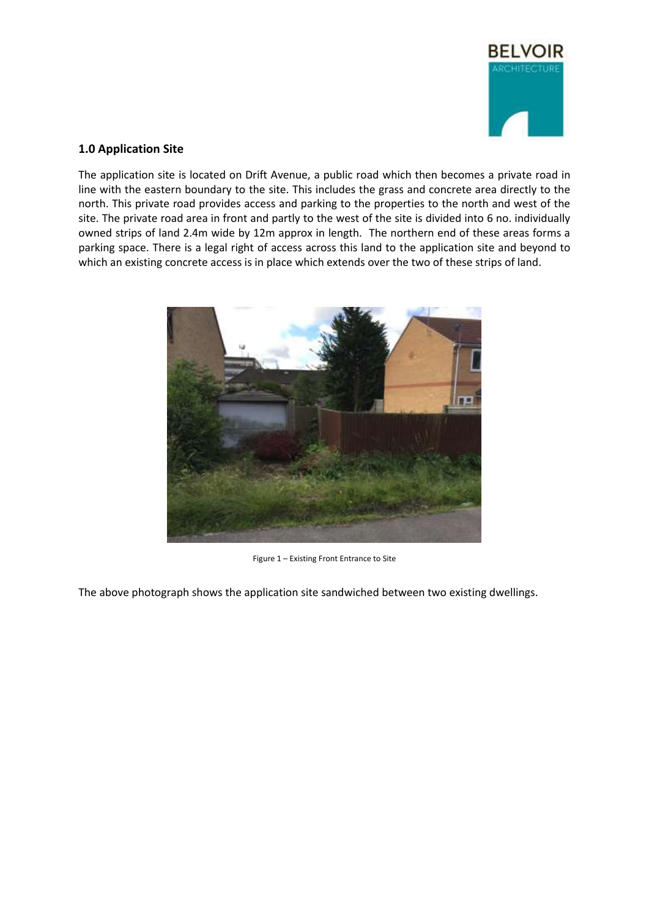## 1.0 Application Site

The application site is located on Drift Avenue, a public road which then becomes a private road in line with the eastern boundary to the site. This includes the grass and concrete area directly to the north. This private road provides access and parking to the properties to the north and west of the site. The private road area in front and partly to the west of the site is divided into 6 no. individually owned strips of land 2.4m wide by 12m approx in length. The northern end of these areas forms a parking space. There is a legal right of access across this land to the application site and beyond to which an existing concrete access is in place which extends over the two of these strips of land.

Figure 1 – Existing Front Entrance to Site

The above photograph shows the application site sandwiched between two existing dwellings.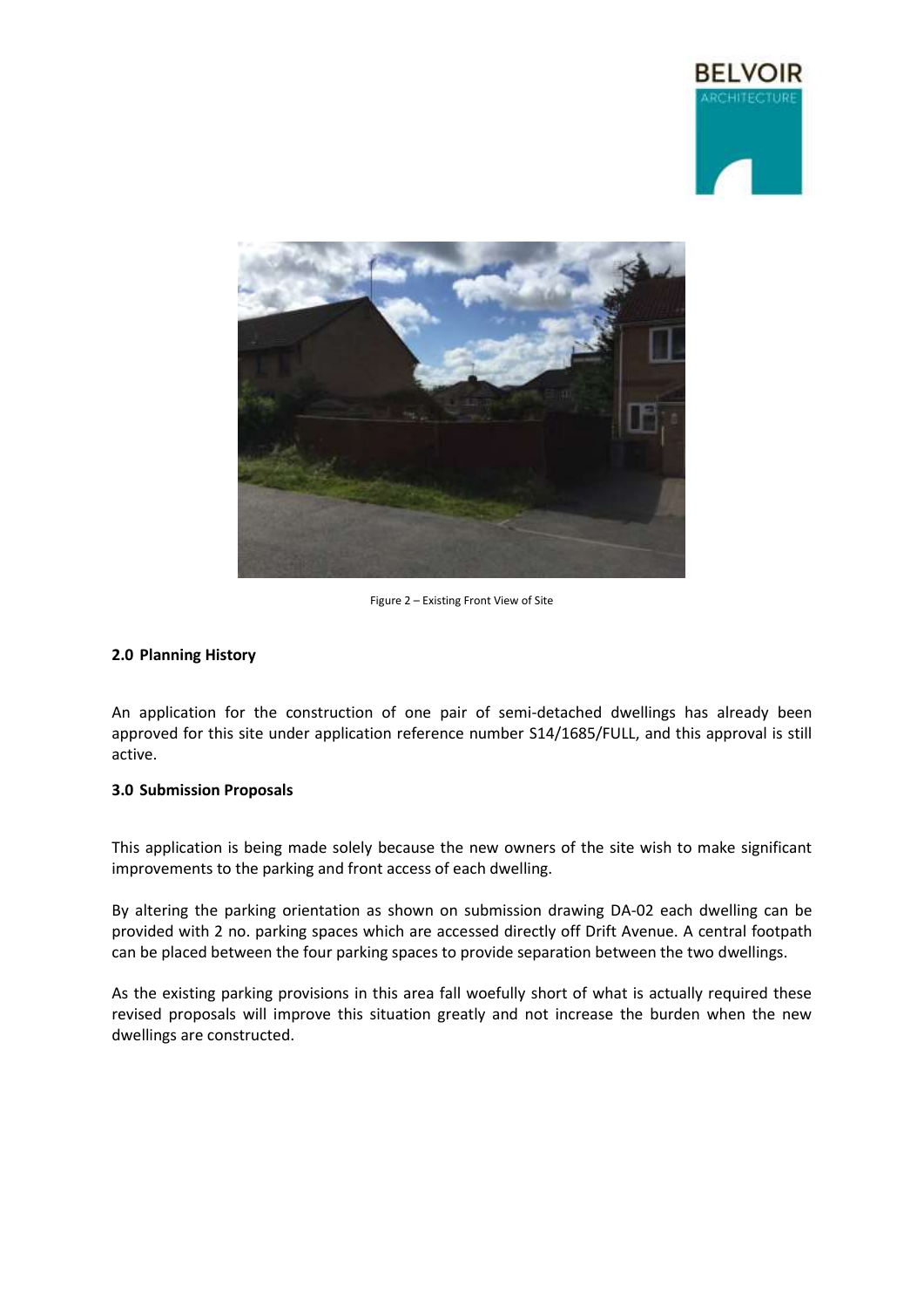Figure 2 – Existing Front View of Site

## 2.0 Planning History

An application for the construction of one pair of semi-detached dwellings has already been approved for this site under application reference number S14/1685/FULL, and this approval is still active.

## 3.0 Submission Proposals

This application is being made solely because the new owners of the site wish to make significant improvements to the parking and front access of each dwelling.

By altering the parking orientation as shown on submission drawing DA-02 each dwelling can be provided with 2 no. parking spaces which are accessed directly off Drift Avenue. A central footpath can be placed between the four parking spaces to provide separation between the two dwellings.

As the existing parking provisions in this area fall woefully short of what is actually required these revised proposals will improve this situation greatly and not increase the burden when the new dwellings are constructed.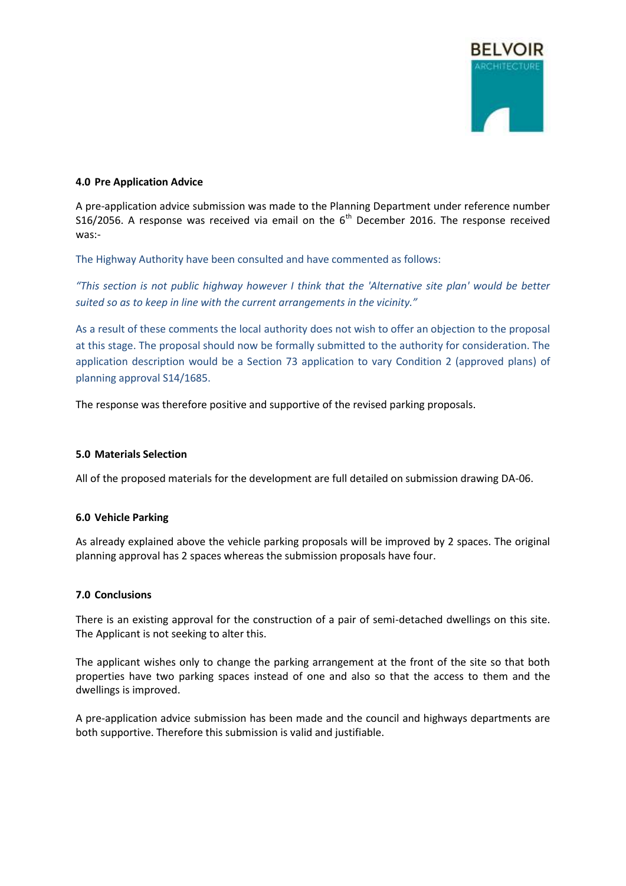### 4.0 Pre Application Advice

A pre-application advice submission was made to the Planning Department under reference number S16/2056. A response was received via email on the 6th December 2016. The response received was:-

The Highway Authority have been consulted and have commented as follows:

*"This section is not public highway however I think that the 'Alternative site plan' would be better suited so as to keep in line with the current arrangements in the vicinity."*

As a result of these comments the local authority does not wish to offer an objection to the proposal at this stage. The proposal should now be formally submitted to the authority for consideration. The application description would be a Section 73 application to vary Condition 2 (approved plans) of planning approval S14/1685.

The response was therefore positive and supportive of the revised parking proposals.

### 5.0 Materials Selection

All of the proposed materials for the development are full detailed on submission drawing DA-06.

### 6.0 Vehicle Parking

As already explained above the vehicle parking proposals will be improved by 2 spaces. The original planning approval has 2 spaces whereas the submission proposals have four.

### 7.0 Conclusions

There is an existing approval for the construction of a pair of semi-detached dwellings on this site. The Applicant is not seeking to alter this.

The applicant wishes only to change the parking arrangement at the front of the site so that both properties have two parking spaces instead of one and also so that the access to them and the dwellings is improved.

A pre-application advice submission has been made and the council and highways departments are both supportive. Therefore this submission is valid and justifiable.